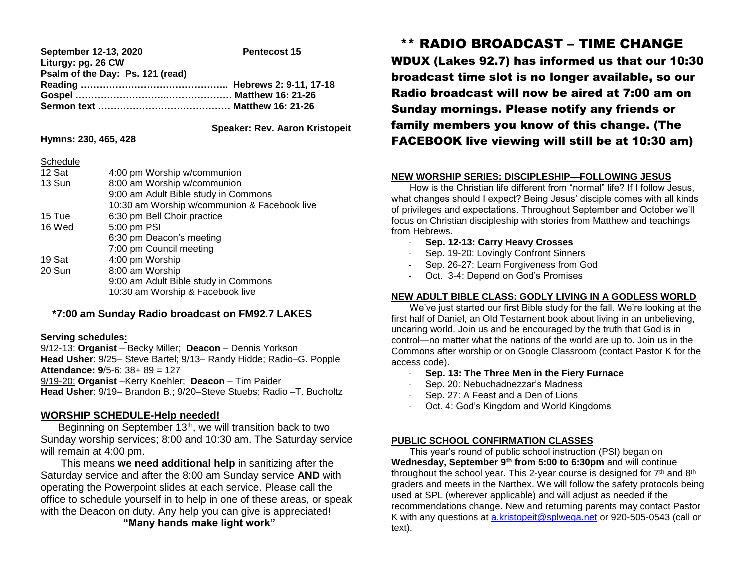**September 12-13, 2020** **Pentecost 15**
**Liturgy: pg. 26 CW**
**Psalm of the Day: Ps. 121 (read)**
**Reading ……………………………………….. Hebrews 2: 9-11, 17-18**
**Gospel …………………………..………………. Matthew 16: 21-26**
**Sermon text …………………………………… Matthew 16: 21-26**

**Speaker: Rev. Aaron Kristopeit**

**Hymns: 230, 465, 428**

Schedule

| | |
|---|---|
| 12 Sat | 4:00 pm Worship w/communion |
| 13 Sun | 8:00 am Worship w/communion |
| | 9:00 am Adult Bible study in Commons |
| | 10:30 am Worship w/communion & Facebook live |
| 15 Tue | 6:30 pm Bell Choir practice |
| 16 Wed | 5:00 pm PSI |
| | 6:30 pm Deacon's meeting |
| | 7:00 pm Council meeting |
| 19 Sat | 4:00 pm Worship |
| 20 Sun | 8:00 am Worship |
| | 9:00 am Adult Bible study in Commons |
| | 10:30 am Worship & Facebook live |

**\*7:00 am Sunday Radio broadcast on FM92.7 LAKES**

**Serving schedules:**
9/12-13: **Organist** – Becky Miller; **Deacon** – Dennis Yorkson
**Head Usher**: 9/25– Steve Bartel; 9/13– Randy Hidde; Radio–G. Popple
**Attendance: 9**/5-6: 38+ 89 = 127
9/19-20: **Organist** –Kerry Koehler; **Deacon** – Tim Paider
**Head Usher**: 9/19– Brandon B.; 9/20–Steve Stuebs; Radio –T. Bucholtz

## WORSHIP SCHEDULE-Help needed!

Beginning on September 13th, we will transition back to two Sunday worship services; 8:00 and 10:30 am. The Saturday service will remain at 4:00 pm.

This means **we need additional help** in sanitizing after the Saturday service and after the 8:00 am Sunday service **AND** with operating the Powerpoint slides at each service. Please call the office to schedule yourself in to help in one of these areas, or speak with the Deacon on duty. Any help you can give is appreciated!

**"Many hands make light work"**

## \*\* RADIO BROADCAST – TIME CHANGE

**WDUX (Lakes 92.7) has informed us that our 10:30 broadcast time slot is no longer available, so our Radio broadcast will now be aired at 7:00 am on Sunday mornings. Please notify any friends or family members you know of this change. (The FACEBOOK live viewing will still be at 10:30 am)**

## NEW WORSHIP SERIES: DISCIPLESHIP—FOLLOWING JESUS

How is the Christian life different from "normal" life? If I follow Jesus, what changes should I expect? Being Jesus' disciple comes with all kinds of privileges and expectations. Throughout September and October we'll focus on Christian discipleship with stories from Matthew and teachings from Hebrews.

- **Sep. 12-13: Carry Heavy Crosses**
- Sep. 19-20: Lovingly Confront Sinners
- Sep. 26-27: Learn Forgiveness from God
- Oct. 3-4: Depend on God's Promises

## NEW ADULT BIBLE CLASS: GODLY LIVING IN A GODLESS WORLD

We've just started our first Bible study for the fall. We're looking at the first half of Daniel, an Old Testament book about living in an unbelieving, uncaring world. Join us and be encouraged by the truth that God is in control—no matter what the nations of the world are up to. Join us in the Commons after worship or on Google Classroom (contact Pastor K for the access code).

- **Sep. 13: The Three Men in the Fiery Furnace**
- Sep. 20: Nebuchadnezzar's Madness
- Sep. 27: A Feast and a Den of Lions
- Oct. 4: God's Kingdom and World Kingdoms

## PUBLIC SCHOOL CONFIRMATION CLASSES

This year's round of public school instruction (PSI) began on **Wednesday, September 9th from 5:00 to 6:30pm** and will continue throughout the school year. This 2-year course is designed for 7th and 8th graders and meets in the Narthex. We will follow the safety protocols being used at SPL (wherever applicable) and will adjust as needed if the recommendations change. New and returning parents may contact Pastor K with any questions at a.kristopeit@splwega.net or 920-505-0543 (call or text).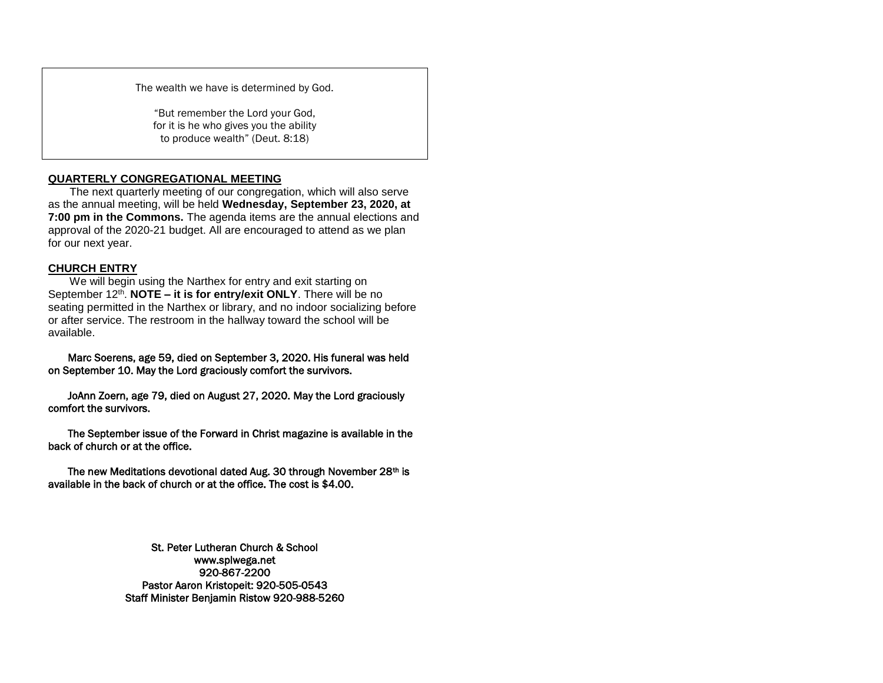The wealth we have is determined by God.

"But remember the Lord your God,
for it is he who gives you the ability
to produce wealth" (Deut. 8:18)

## QUARTERLY CONGREGATIONAL MEETING

The next quarterly meeting of our congregation, which will also serve as the annual meeting, will be held **Wednesday, September 23, 2020, at 7:00 pm in the Commons.** The agenda items are the annual elections and approval of the 2020-21 budget. All are encouraged to attend as we plan for our next year.

## CHURCH ENTRY

We will begin using the Narthex for entry and exit starting on September 12th. **NOTE – it is for entry/exit ONLY**. There will be no seating permitted in the Narthex or library, and no indoor socializing before or after service. The restroom in the hallway toward the school will be available.

Marc Soerens, age 59, died on September 3, 2020. His funeral was held on September 10. May the Lord graciously comfort the survivors.

JoAnn Zoern, age 79, died on August 27, 2020. May the Lord graciously comfort the survivors.

The September issue of the Forward in Christ magazine is available in the back of church or at the office.

The new Meditations devotional dated Aug. 30 through November 28th is available in the back of church or at the office. The cost is $4.00.

St. Peter Lutheran Church & School
www.splwega.net
920-867-2200
Pastor Aaron Kristopeit: 920-505-0543
Staff Minister Benjamin Ristow 920-988-5260